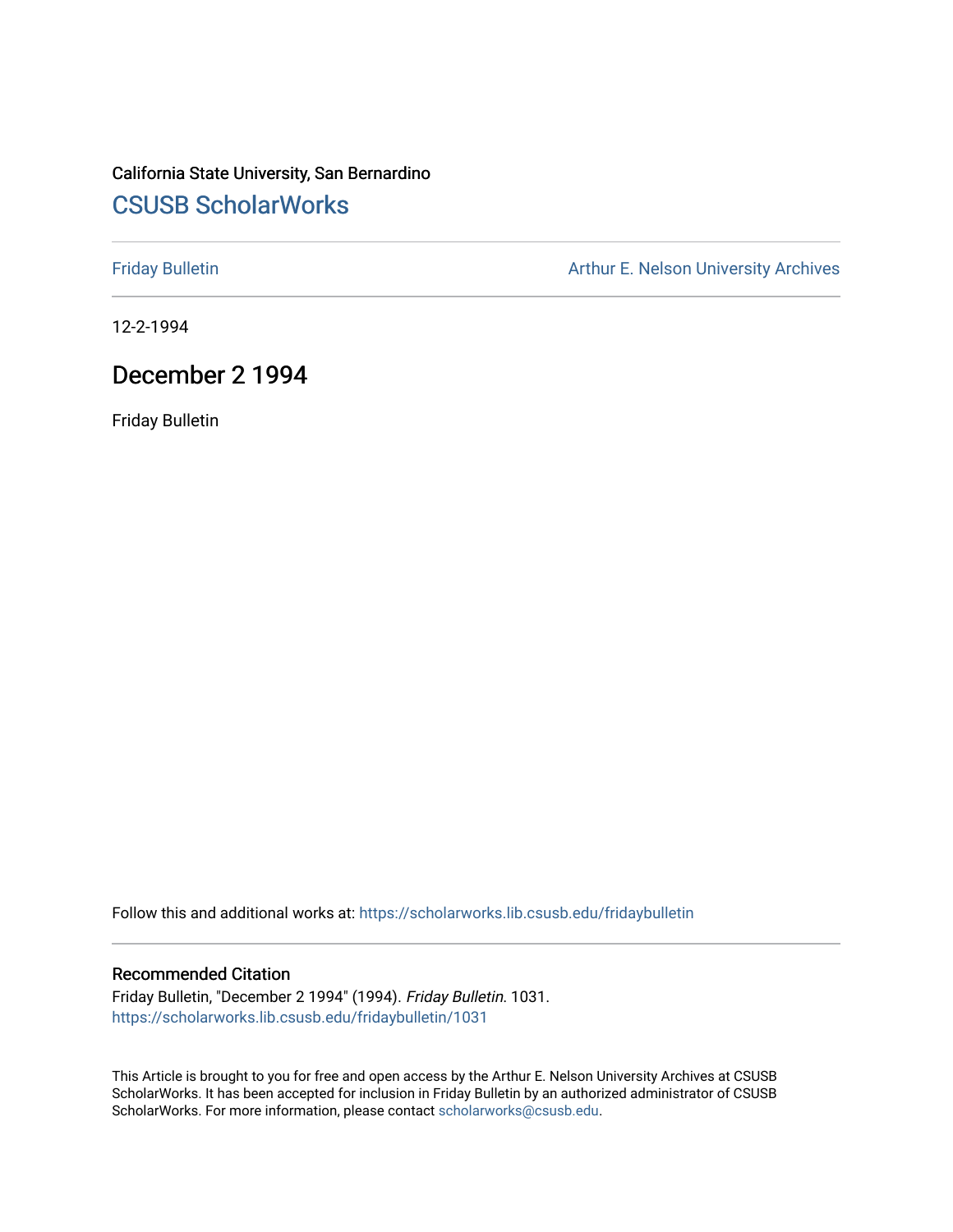California State University, San Bernardino

## CSUSB ScholarWorks

Friday Bulletin

Arthur E. Nelson University Archives

12-2-1994

# December 2 1994

Friday Bulletin

Follow this and additional works at: https://scholarworks.lib.csusb.edu/fridaybulletin

### Recommended Citation

Friday Bulletin, "December 2 1994" (1994). *Friday Bulletin*. 1031.
https://scholarworks.lib.csusb.edu/fridaybulletin/1031

This Article is brought to you for free and open access by the Arthur E. Nelson University Archives at CSUSB ScholarWorks. It has been accepted for inclusion in Friday Bulletin by an authorized administrator of CSUSB ScholarWorks. For more information, please contact scholarworks@csusb.edu.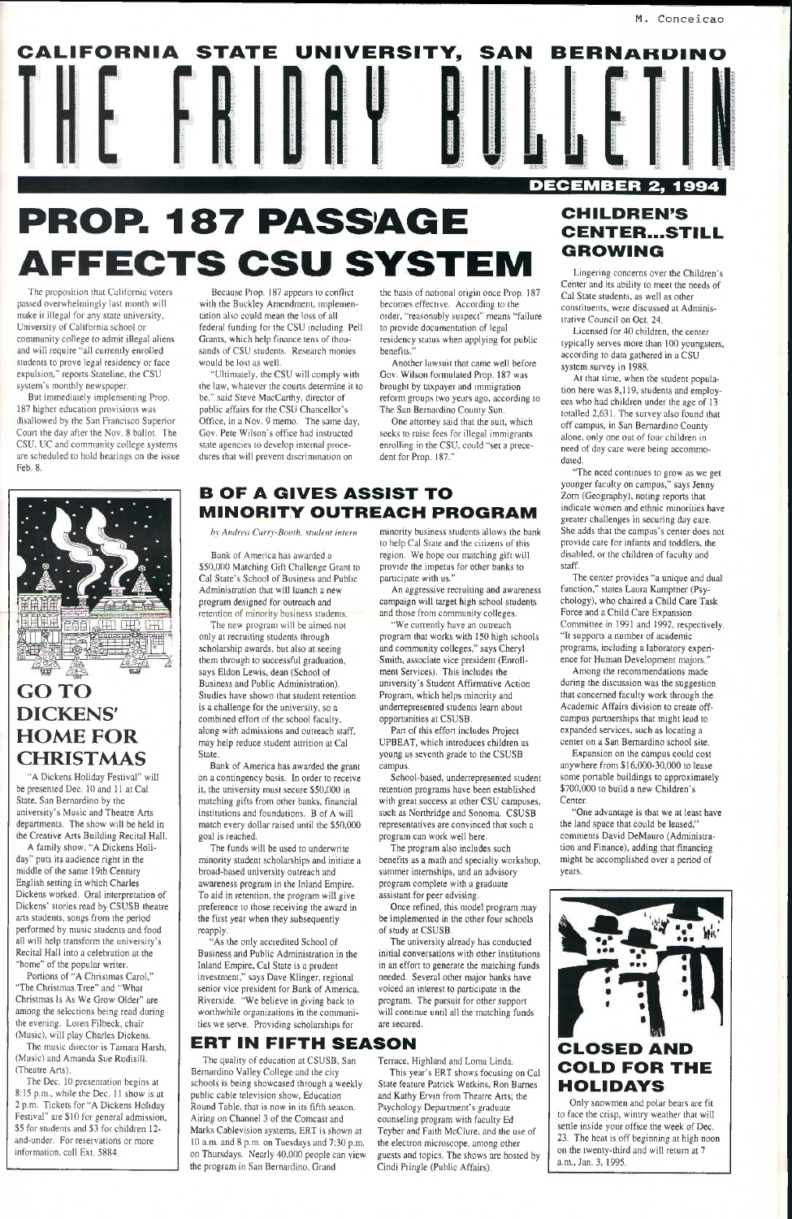M. Conceicao

# CALIFORNIA STATE UNIVERSITY, SAN BERNARDINO THE FRIDAY BULLETIN

DECEMBER 2, 1994

# PROP. 187 PASSAGE AFFECTS CSU SYSTEM

The proposition that California voters passed overwhelmingly last month will make it illegal for any state university, University of California school or community college to admit illegal aliens and will require "all currently enrolled students to prove legal residency or face expulsion," reports Stateline, the CSU system's monthly newspaper.

But immediately implementing Prop. 187 higher education provisions was disallowed by the San Francisco Superior Court the day after the Nov. 8 ballot. The CSU, UC and community college systems are scheduled to hold hearings on the issue Feb. 8.

Because Prop. 187 appears to conflict with the Buckley Amendment, implementation also could mean the loss of all federal funding for the CSU including Pell Grants, which help finance tens of thousands of CSU students. Research monies would be lost as well.

"Ultimately, the CSU will comply with the law, whatever the courts determine it to be," said Steve MacCarthy, director of public affairs for the CSU Chancellor's Office, in a Nov. 9 memo. The same day, Gov. Pete Wilson's office had instructed state agencies to develop internal procedures that will prevent discrimination on the basis of national origin once Prop. 187 becomes effective. According to the order, "reasonably suspect" means "failure to provide documentation of legal residency status when applying for public benefits."

Another lawsuit that came well before Gov. Wilson formulated Prop. 187 was brought by taxpayer and immigration reform groups two years ago, according to The San Bernardino County Sun.

One attorney said that the suit, which seeks to raise fees for illegal immigrants enrolling in the CSU, could "set a precedent for Prop. 187."

## CHILDREN'S CENTER...STILL GROWING

Lingering concerns over the Children's Center and its ability to meet the needs of Cal State students, as well as other constituents, were discussed at Administrative Council on Oct. 24.

Licensed for 40 children, the center typically serves more than 100 youngsters, according to data gathered in a CSU system survey in 1988.

At that time, when the student population here was 8,119, students and employees who had children under the age of 13 totalled 2,631. The survey also found that off campus, in San Bernardino County alone, only one out of four children in need of day care were being accommodated.

"The need continues to grow as we get younger faculty on campus," says Jenny Zorn (Geography), noting reports that indicate women and ethnic minorities have greater challenges in securing day care. She adds that the campus's center does not provide care for infants and toddlers, the disabled, or the children of faculty and staff.

The center provides "a unique and dual function," states Laura Kamptner (Psychology), who chaired a Child Care Task Force and a Child Care Expansion Committee in 1991 and 1992, respectively. "It supports a number of academic programs, including a laboratory experience for Human Development majors."

Among the recommendations made during the discussion was the suggestion that concerned faculty work through the Academic Affairs division to create off-campus partnerships that might lead to expanded services, such as locating a center on a San Bernardino school site.

Expansion on the campus could cost anywhere from $16,000-30,000 to lease some portable buildings to approximately $700,000 to build a new Children's Center.

"One advantage is that we at least have the land space that could be leased," comments David DeMauro (Administration and Finance), adding that financing might be accomplished over a period of years.

## GO TO DICKENS' HOME FOR CHRISTMAS

"A Dickens Holiday Festival" will be presented Dec. 10 and 11 at Cal State, San Bernardino by the university's Music and Theatre Arts departments. The show will be held in the Creative Arts Building Recital Hall.

A family show, "A Dickens Holiday" puts its audience right in the middle of the same 19th Century English setting in which Charles Dickens worked. Oral interpretation of Dickens' stories read by CSUSB theatre arts students, songs from the period performed by music students and food all will help transform the university's Recital Hall into a celebration at the "home" of the popular writer.

Portions of "A Christmas Carol," "The Christmas Tree" and "What Christmas Is As We Grow Older" are among the selections being read during the evening. Loren Filbeck, chair (Music), will play Charles Dickens.

The music director is Tamara Harsh, (Music) and Amanda Sue Rudisill. (Theatre Arts).

The Dec. 10 presentation begins at 8:15 p.m., while the Dec. 11 show is at 2 p.m. Tickets for "A Dickens Holiday Festival" are $10 for general admission, $5 for students and $3 for children 12-and-under. For reservations or more information, call Ext. 5884.

## B OF A GIVES ASSIST TO MINORITY OUTREACH PROGRAM

*by Andrea Curry-Booth, student intern*

Bank of America has awarded a $50,000 Matching Gift Challenge Grant to Cal State's School of Business and Public Administration that will launch a new program designed for outreach and retention of minority business students.

The new program will be aimed not only at recruiting students through scholarship awards, but also at seeing them through to successful graduation, says Eldon Lewis, dean (School of Business and Public Administration). Studies have shown that student retention is a challenge for the university, so a combined effort of the school faculty, along with admissions and outreach staff, may help reduce student attrition at Cal State.

Bank of America has awarded the grant on a contingency basis. In order to receive it, the university must secure $50,000 in matching gifts from other banks, financial institutions and foundations. B of A will match every dollar raised until the $50,000 goal is reached.

The funds will be used to underwrite minority student scholarships and initiate a broad-based university outreach and awareness program in the Inland Empire. To aid in retention, the program will give preference to those receiving the award in the first year when they subsequently reapply.

"As the only accredited School of Business and Public Administration in the Inland Empire, Cal State is a prudent investment," says Dave Klinger, regional senior vice president for Bank of America, Riverside. "We believe in giving back to worthwhile organizations in the communities we serve. Providing scholarships for minority business students allows the bank to help Cal State and the citizens of this region. We hope our matching gift will provide the impetus for other banks to participate with us."

An aggressive recruiting and awareness campaign will target high school students and those from community colleges.

"We currently have an outreach program that works with 150 high schools and community colleges," says Cheryl Smith, associate vice president (Enrollment Services). This includes the university's Student Affirmative Action Program, which helps minority and underrepresented students learn about opportunities at CSUSB.

Part of this effort includes Project UPBEAT, which introduces children as young as seventh grade to the CSUSB campus.

School-based, underrepresented student retention programs have been established with great success at other CSU campuses, such as Northridge and Sonoma. CSUSB representatives are convinced that such a program can work well here.

The program also includes such benefits as a math and specialty workshop, summer internships, and an advisory program complete with a graduate assistant for peer advising.

Once refined, this model program may be implemented in the other four schools of study at CSUSB.

The university already has conducted initial conversations with other institutions in an effort to generate the matching funds needed. Several other major banks have voiced an interest to participate in the program. The pursuit for other support will continue until all the matching funds are secured.

## ERT IN FIFTH SEASON

The quality of education at CSUSB, San Bernardino Valley College and the city schools is being showcased through a weekly public cable television show, Education Round Table, that is now in its fifth season. Airing on Channel 3 of the Comcast and Marks Cablevision systems, ERT is shown at 10 a.m. and 8 p.m. on Tuesdays and 7:30 p.m. on Thursdays. Nearly 40,000 people can view the program in San Bernardino, Grand Terrace, Highland and Loma Linda.

This year's ERT shows focusing on Cal State feature Patrick Watkins, Ron Barnes and Kathy Ervin from Theatre Arts; the Psychology Department's graduate counseling program with faculty Ed Teyber and Faith McClure, and the use of the electron microscope, among other guests and topics. The shows are hosted by Cindi Pringle (Public Affairs).

## CLOSED AND COLD FOR THE HOLIDAYS

Only snowmen and polar bears are fit to face the crisp, wintry weather that will settle inside your office the week of Dec. 23. The heat is off beginning at high noon on the twenty-third and will return at 7 a.m., Jan. 3, 1995.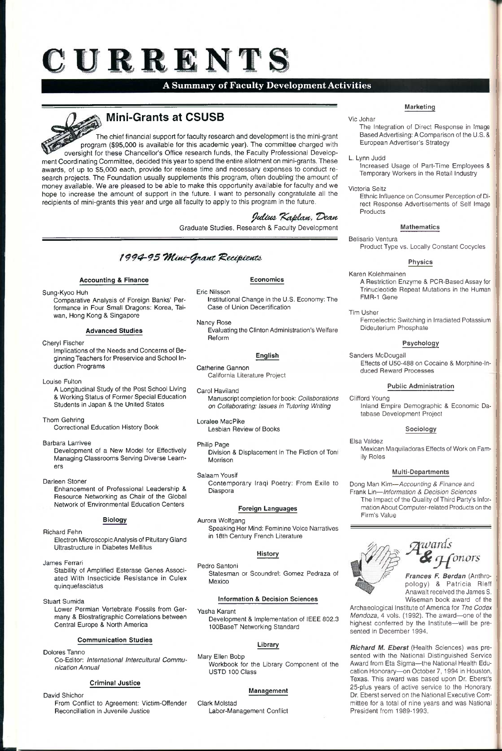# CURRENTS

**A Summary of Faculty Development Activities**

## Mini-Grants at CSUSB

The chief financial support for faculty research and development is the mini-grant program ($95,000 is available for this academic year). The committee charged with oversight for these Chancellor's Office research funds, the Faculty Professional Development Coordinating Committee, decided this year to spend the entire allotment on mini-grants. These awards, of up to $5,000 each, provide for release time and necessary expenses to conduct research projects. The Foundation usually supplements this program, often doubling the amount of money available. We are pleased to be able to make this opportunity available for faculty and we hope to increase the amount of support in the future. I want to personally congratulate all the recipients of mini-grants this year and urge all faculty to apply to this program in the future.

*Julius Kaplan, Dean*
Graduate Studies, Research & Faculty Development

## *1994-95 Mini-Grant Recipients*

### Accounting & Finance

Sung-Kyoo Huh
Comparative Analysis of Foreign Banks' Performance in Four Small Dragons: Korea, Taiwan, Hong Kong & Singapore

### Advanced Studies

Cheryl Fischer
Implications of the Needs and Concerns of Beginning Teachers for Preservice and School Induction Programs

Louise Fulton
A Longitudinal Study of the Post School Living & Working Status of Former Special Education Students in Japan & the United States

Thom Gehring
Correctional Education History Book

Barbara Larrivee
Development of a New Model for Effectively Managing Classrooms Serving Diverse Learners

Darleen Stoner
Enhancement of Professional Leadership & Resource Networking as Chair of the Global Network of Environmental Education Centers

### Biology

Richard Fehn
Electron Microscopic Analysis of Pituitary Gland Ultrastructure in Diabetes Mellitus

James Ferrari
Stability of Amplified Esterase Genes Associated With Insecticide Resistance in Culex quinquefasciatus

Stuart Sumida
Lower Permian Vertebrate Fossils from Germany & Biostratigraphic Correlations between Central Europe & North America

### Communication Studies

Dolores Tanno
Co-Editor: *International Intercultural Communication Annual*

### Criminal Justice

David Shichor
From Conflict to Agreement: Victim-Offender Reconciliation in Juvenile Justice

### Economics

Eric Nilsson
Institutional Change in the U.S. Economy: The Case of Union Decertification

Nancy Rose
Evaluating the Clinton Administration's Welfare Reform

### English

Catherine Gannon
California Literature Project

Carol Haviland
Manuscript completion for book: *Collaborations on Collaborating: Issues in Tutoring Writing*

Loralee MacPike
Lesbian Review of Books

Philip Page
Division & Displacement in The Fiction of Toni Morrison

Salaam Yousif
Contemporary Iraqi Poetry: From Exile to Diaspora

### Foreign Languages

Aurora Wolfgang
Speaking Her Mind: Feminine Voice Narratives in 18th Century French Literature

### History

Pedro Santoni
Statesman or Scoundrel: Gomez Pedraza of Mexico

### Information & Decision Sciences

Yasha Karant
Development & Implementation of IEEE 802.3 100BaseT Networking Standard

### Library

Mary Ellen Bobp
Workbook for the Library Component of the USTD 100 Class

### Management

Clark Molstad
Labor-Management Conflict

### Marketing

Vic Johar
The Integration of Direct Response in Image Based Advertising: A Comparison of the U.S. & European Advertiser's Strategy

L. Lynn Judd
Increased Usage of Part-Time Employees & Temporary Workers in the Retail Industry

Victoria Seitz
Ethnic Influence on Consumer Perception of Direct Response Advertisements of Self Image Products

### Mathematics

Belisario Ventura
Product Type vs. Locally Constant Cocycles

### Physics

Karen Kolehmainen
A Restriction Enzyme & PCR-Based Assay for Trinucleotide Repeat Mutations in the Human FMR-1 Gene

Tim Usher
Ferroelectric Switching in Irradiated Potassium Dideuterium Phosphate

### Psychology

Sanders McDougall
Effects of U50-488 on Cocaine & Morphine-Induced Reward Processes

### Public Administration

Clifford Young
Inland Empire Demographic & Economic Database Development Project

### Sociology

Elsa Valdez
Mexican Maquiladoras Effects of Work on Family Roles

### Multi-Departments

Dong Man Kim—*Accounting & Finance* and
Frank Lin—*Information & Decision Sciences*
The Impact of the Quality of Third Party's Information About Computer-related Products on the Firm's Value

## *Awards & Honors*

***Frances F. Berdan*** (Anthropology) & Patricia Rieff Anawalt received the James S. Wiseman book award of the Archaeological Institute of America for *The Codex Mendoza*, 4 vols. (1992). The award—one of the highest conferred by the Institute—will be presented in December 1994.

***Richard M. Eberst*** (Health Sciences) was presented with the National Distinguished Service Award from Eta Sigma—the National Health Education Honorary—on October 7, 1994 in Houston, Texas. This award was based upon Dr. Eberst's 25-plus years of active service to the Honorary. Dr. Eberst served on the National Executive Committee for a total of nine years and was National President from 1989-1993.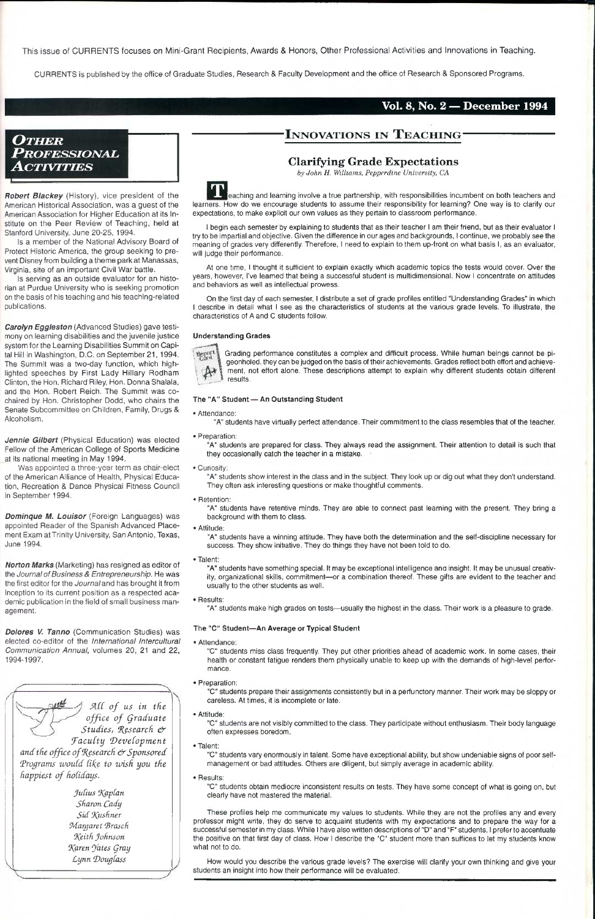This issue of CURRENTS focuses on Mini-Grant Recipients, Awards & Honors, Other Professional Activities and Innovations in Teaching.

CURRENTS is published by the office of Graduate Studies, Research & Faculty Development and the office of Research & Sponsored Programs.

**Vol. 8, No. 2 — December 1994**

## Other Professional Activities

***Robert Blackey*** (History), vice president of the American Historical Association, was a guest of the American Association for Higher Education at its Institute on the Peer Review of Teaching, held at Stanford University, June 20-25, 1994.

Is a member of the National Advisory Board of Protect Historic America, the group seeking to prevent Disney from building a theme park at Manassas, Virginia, site of an important Civil War battle.

Is serving as an outside evaluator for an historian at Purdue University who is seeking promotion on the basis of his teaching and his teaching-related publications.

***Carolyn Eggleston*** (Advanced Studies) gave testimony on learning disabilities and the juvenile justice system for the Learning Disabilities Summit on Capital Hill in Washington, D.C. on September 21, 1994. The Summit was a two-day function, which highlighted speeches by First Lady Hillary Rodham Clinton, the Hon. Richard Riley, Hon. Donna Shalala, and the Hon. Robert Reich. The Summit was co-chaired by Hon. Christopher Dodd, who chairs the Senate Subcommittee on Children, Family, Drugs & Alcoholism.

***Jennie Gilbert*** (Physical Education) was elected Fellow of the American College of Sports Medicine at its national meeting in May 1994.

Was appointed a three-year term as chair-elect of the American Alliance of Health, Physical Education, Recreation & Dance Physical Fitness Council in September 1994.

***Dominque M. Louisor*** (Foreign Languages) was appointed Reader of the Spanish Advanced Placement Exam at Trinity University, San Antonio, Texas, June 1994.

***Norton Marks*** (Marketing) has resigned as editor of the *Journal of Business & Entrepreneurship*. He was the first editor for the *Journal* and has brought it from inception to its current position as a respected academic publication in the field of small business management.

***Dolores V. Tanno*** (Communication Studies) was elected co-editor of the *International Intercultural Communication Annual*, volumes 20, 21 and 22, 1994-1997.

*All of us in the office of Graduate Studies, Research & Faculty Development and the office of Research & Sponsored Programs would like to wish you the happiest of holidays.*

*Julius Kaplan*
*Sharon Cady*
*Sid Kushner*
*Margaret Brasch*
*Keith Johnson*
*Karen Yates Gray*
*Lynn Douglass*

## Innovations in Teaching

### Clarifying Grade Expectations

*by John H. Williams, Pepperdine University, CA*

Teaching and learning involve a true partnership, with responsibilities incumbent on both teachers and learners. How do we encourage students to assume their responsibility for learning? One way is to clarify our expectations, to make explicit our own values as they pertain to classroom performance.

I begin each semester by explaining to students that as their teacher I am their friend, but as their evaluator I try to be impartial and objective. Given the difference in our ages and backgrounds, I continue, we probably see the meaning of grades very differently. Therefore, I need to explain to them up-front on what basis I, as an evaluator, will judge their performance.

At one time, I thought it sufficient to explain exactly which academic topics the tests would cover. Over the years, however, I've learned that being a successful student is multidimensional. Now I concentrate on attitudes and behaviors as well as intellectual prowess.

On the first day of each semester, I distribute a set of grade profiles entitled "Understanding Grades" in which I describe in detail what I see as the characteristics of students at the various grade levels. To illustrate, the characteristics of A and C students follow.

#### Understanding Grades

Grading performance constitutes a complex and difficult process. While human beings cannot be pigeonholed, they can be judged on the basis of their achievements. Grades reflect both effort and achievement, not effort alone. These descriptions attempt to explain why different students obtain different results.

#### The "A" Student — An Outstanding Student

- Attendance:
  "A" students have virtually perfect attendance. Their commitment to the class resembles that of the teacher.
- Preparation:
  "A" students are prepared for class. They always read the assignment. Their attention to detail is such that they occasionally catch the teacher in a mistake.
- Curiosity:
  "A" students show interest in the class and in the subject. They look up or dig out what they don't understand. They often ask interesting questions or make thoughtful comments.
- Retention:
  "A" students have retentive minds. They are able to connect past learning with the present. They bring a background with them to class.
- Attitude:
  "A" students have a winning attitude. They have both the determination and the self-discipline necessary for success. They show initiative. They do things they have not been told to do.
- Talent:
  "A" students have something special. It may be exceptional intelligence and insight. It may be unusual creativity, organizational skills, commitment—or a combination thereof. These gifts are evident to the teacher and usually to the other students as well.
- Results:
  "A" students make high grades on tests—usually the highest in the class. Their work is a pleasure to grade.

#### The "C" Student—An Average or Typical Student

- Attendance:
  "C" students miss class frequently. They put other priorities ahead of academic work. In some cases, their health or constant fatigue renders them physically unable to keep up with the demands of high-level performance.
- Preparation:
  "C" students prepare their assignments consistently but in a perfunctory manner. Their work may be sloppy or careless. At times, it is incomplete or late.
- Attitude:
  "C" students are not visibly committed to the class. They participate without enthusiasm. Their body language often expresses boredom.
- Talent:
  "C" students vary enormously in talent. Some have exceptional ability, but show undeniable signs of poor self-management or bad attitudes. Others are diligent, but simply average in academic ability.
- Results:
  "C" students obtain mediocre inconsistent results on tests. They have some concept of what is going on, but clearly have not mastered the material.

These profiles help me communicate my values to students. While they are not the profiles any and every professor might write, they do serve to acquaint students with my expectations and to prepare the way for a successful semester in my class. While I have also written descriptions of "D" and "F" students, I prefer to accentuate the positive on that first day of class. How I describe the "C" student more than suffices to let my students know what not to do.

How would you describe the various grade levels? The exercise will clarify your own thinking and give your students an insight into how their performance will be evaluated.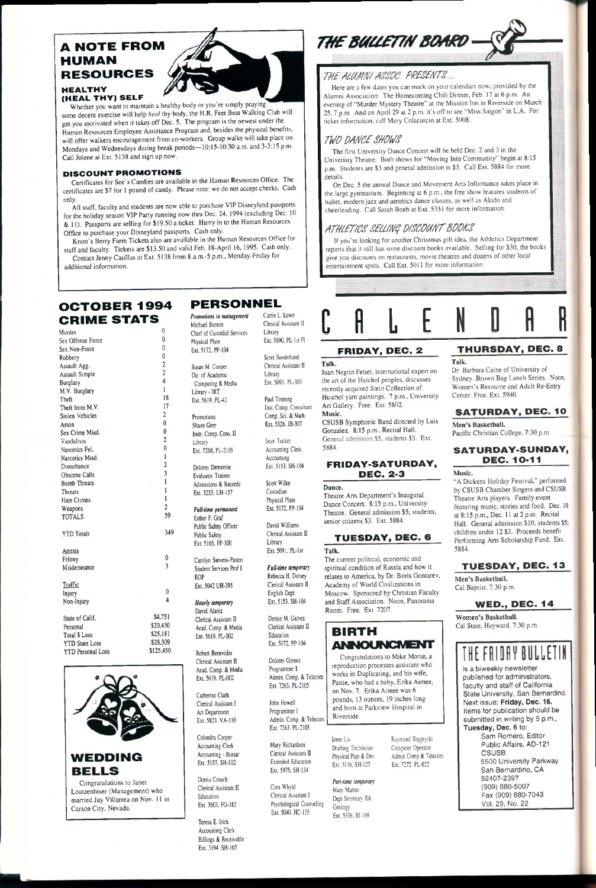## A NOTE FROM HUMAN RESOURCES

### HEALTHY (HEAL THY) SELF

Whether you want to maintain a healthy body or you're simply praying some decent exercise will help *heal* thy body, the H.R. Feet Beat Walking Club will get you motivated when it takes off Dec. 5. The program is the newest under the Human Resources Employee Assistance Program and, besides the physical benefits, will offer walkers encouragement from co-workers. Group walks will take place on Mondays and Wednesdays during break periods—10:15-10:30 a.m. and 3-3:15 p.m. Call Jolene at Ext. 5138 and sign up now.

### DISCOUNT PROMOTIONS

Certificates for See's Candies are available in the Human Resources Office. The certificates are $7 for 1 pound of candy. Please note: we do not accept checks. Cash only.

All staff, faculty and students are now able to purchase VIP Disneyland passports for the holiday season VIP Party running now thru Dec. 24, 1994 (excluding Dec. 10 & 11). Passports are selling for $19.50 a ticket. Hurry in to the Human Resources Office to purchase your Disneyland passports. Cash only.

Knott's Berry Farm Tickets also are available in the Human Resources Office for staff and faculty. Tickets are $13.50 and valid Feb. 18-April 16, 1995. Cash only.

Contact Jenny Casillas at Ext. 5138 from 8 a.m.-5 p.m., Monday-Friday for additional information.

## THE BULLETIN BOARD

### THE ALUMNI ASSOC. PRESENTS...

Here are a few dates you can mark on your calendars now, provided by the Alumni Association: The Homecoming Chili Dinner, Feb. 17 at 6 p.m. An evening of "Murder Mystery Theatre" at the Mission Inn in Riverside on March 25, 7 p.m. And on April 29 at 2 p.m. it's off to see "Miss Saigon" in L.A. For ticket information, call Mary Colacurcio at Ext. 5008.

### TWO DANCE SHOWS

The first University Dance Concert will be held Dec. 2 and 3 in the Univeristy Theatre. Both shows for "Moving Into Community" begin at 8:15 p.m. Students are $3 and general admission is $5. Call Ext. 5884 for more details.

On Dec. 5 the annual Dance and Movement Arts Informance takes place in the large gymnasium. Beginning at 6 p.m., the free show features students of ballet, modern jazz and aerobics dance classes, as well as Akido and cheerleading. Call Sarah Boeh at Ext. 5351 for more information.

### ATHLETICS SELLING DISCOUNT BOOKS

If you're looking for another Christmas gift idea, the Athletics Department reports that it still has some discount books available. Selling for $30, the books give you discounts on restaurants, movie theatres and dozens of other local entertainment spots. Call Ext. 5011 for more information.

## OCTOBER 1994 CRIME STATS

| | |
|---|---|
| Murder | 0 |
| Sex Offense Force | 0 |
| Sex Non-Force | 0 |
| Robbery | 0 |
| Assault Agg. | 2 |
| Assault Simple | 2 |
| Burglary | 4 |
| M.V. Burglary | 1 |
| Theft | 18 |
| Theft from M.V. | 17 |
| Stolen Vehicles | 2 |
| Arson | 0 |
| Sex Crime Misd. | 0 |
| Vandalism | 2 |
| Narcotics Fel. | 0 |
| Narcotics Misd. | 1 |
| Disturbance | 2 |
| Obscene Calls | 3 |
| Bomb Threats | 1 |
| Threats | 1 |
| Hate Crimes | 1 |
| Weapons | 2 |
| TOTALS | 59 |
| YTD Totals | 349 |
| Arrests | |
| Felony | 0 |
| Misdemeanor | 3 |
| Traffic | |
| Injury | 0 |
| Non-Injury | 4 |
| State of Calif. | $4,751 |
| Personal | $20,430 |
| Total $ Loss | $25,181 |
| YTD State Loss | $28,309 |
| YTD Personal Loss | $125,450 |

## WEDDING BELLS

Congratulations to Janet Loutzenhiser (Management) who married Jay Villarrea on Nov. 11 in Carson City, Nevada.

## PERSONNEL

***Promotions to management***

Michael Benton
Chief of Custodial Services
Physical Plant
Ext. 5172, PP-104

Susan M. Cooper
Dir. of Academic Computing & Media
Library - IRT
Ext. 5619, PL-43

***Promotions***

Shaun Geer
Instr. Comp. Cons. II
Library
Ext. 7268, PL-2105

Dolores Dementte
Evaluator Trainee
Admissions & Records
Ext. 3233, UH-157

***Full-time permanent***

Esther P. Graf
Public Safety Officer
Public Safety
Ext. 5165, PP-100

Carolyn Stevens-Patton
Student Services Prof I
EOP
Ext. 5042 UH-395

***Hourly temporary***

David Alaniz
Clerical Assistant II
Acad. Comp. & Media
Ext. 5619, PL-002

Robert Benevides
Clerical Assistant II
Acad. Comp. & Media
Ext. 5619, PL-002

Catherine Clark
Clerical Assistant I
Art Department
Ext. 5823, VA-110

Colondra Cooper
Accounting Clerk
Accounting - Bursar
Ext. 5157, SH-102

Donna Crouch
Clerical Assistant II
Education
Ext. 3603, FO-182

Teresa E. Irick
Accounting Clerk
Billings & Receivable
Ext. 3194, SH-107

Carrie L. Lowe
Clerical Assistant II
Library
Ext. 5090, PL-1st Fl

Scott Sunderland
Clerical Assistant II
Library
Ext. 5093, PL-303

Paul Tonning
Inst. Comp. Consultant
Comp. Sci. & Math
Ext. 5326, JB-307

Sean Tucker
Accounting Clerk
Accounting
Ext. 5153, SH-104

Scott Wilke
Custodian
Physical Plant
Ext. 5172, PP-104

David Williams
Clerical Assistant II
Library
Ext. 5091, PL-1st

***Full-time temporary***

Rebecca H. Dorsey
Clerical Assistant II
English Dept
Ext. 5153, SH-104

Denise M. Galvez
Clerical Assistant II
Education
Ext. 5172, PP-104

Dolores Gomez
Programmer I
Admin. Comp. & Telecom
Ext. 7263, PL-2105

John Howell
Programmer I
Admin. Comp. & Telecom
Ext. 7263, PL-2105

Mary Richardson
Clerical Assistant II
Extended Education
Ext. 5975, SH-134

Cora Whyld
Clerical Assistant I
Psychological Counseling
Ext. 5040, HC-135

Irene Liu
Drafting Technician
Physical Plan & Dev
Ext. 5136, SH-127

Raymond Shypytycki
Computer Operator
Admin Comp & Telecom
Ext. 7272 PL-022

***Part-time temporary***

Mary Martin
Dept Secretary IIA
Geology
Ext. 5336, BI-109

## BIRTH ANNOUNCEMENT

Congratulations to Mike Morse, a reproduction processes assistant who works in Duplicating, and his wife, Pattie, who had a baby, Erika Aimee, on Nov. 7. Erika Aimee was 6 pounds, 13 ounces, 19 inches long and born at Parkview Hospital in Riverside.

# CALENDAR

### FRIDAY, DEC. 2

**Talk.**
Juan Negrin Fetter, international expert on the art of the Huichol peoples, discusses recently acquired Stein Collection of Huichol yarn paintings. 7 p.m., University Art Gallery. Free. Ext. 5802.

**Music.**
CSUSB Symphonic Band directed by Luis Gonzalez. 8:15 p.m., Recital Hall. General admission $5, students $3. Ext. 5884.

### FRIDAY-SATURDAY, DEC. 2-3

**Dance.**
Theatre Arts Department's Inaugural Dance Concert. 8:15 p.m., University Theatre. General admission $5; students, senior citizens $3. Ext. 5884.

### TUESDAY, DEC. 6

**Talk.**
The current political, economic and spiritual condition of Russia and how it relates to America, by Dr. Boris Gontarev, Academy of World Civilizations in Moscow. Sponsored by Christian Faculty and Staff Association. Noon, Panorama Room. Free. Ext 7207.

### THURSDAY, DEC. 8

**Talk.**
Dr. Barbara Caine of University of Sydney. Brown Bag Lunch Series. Noon. Women's Resource and Adult Re-Entry Center. Free. Ext. 5940.

### SATURDAY, DEC. 10

**Men's Basketball.**
Pacific Christian College. 7:30 p.m.

### SATURDAY-SUNDAY, DEC. 10-11

**Music.**
"A Dickens Holiday Festival," performed by CSUSB Chamber Singers and CSUSB Theatre Arts players. Family event featuring music, stories and food. Dec. 10 at 8:15 p.m., Dec. 11 at 2 p.m. Recital Hall. General admission $10; students $5; children under 12 $3. Proceeds benefit Performing Arts Scholarship Fund. Ext. 5884.

### TUESDAY, DEC. 13

**Men's Basketball.**
Cal Baptist, 7:30 p.m.

### WED., DEC. 14

**Women's Basketball.**
Cal State, Hayward, 7:30 p.m.

## THE FRIDAY BULLETIN

is a biweekly newsletter published for administrators, faculty and staff of California State University, San Bernardino. Next issue: **Friday, Dec. 16.** Items for publication should be submitted in writing by 5 p.m., **Tuesday, Dec. 6** to:

Sam Romero, Editor
Public Affairs, AD-121
CSUSB
5500 University Parkway
San Bernardino, CA
92407-2397
(909) 880-5007
Fax (909) 880-7043
Vol. 29, No. 22